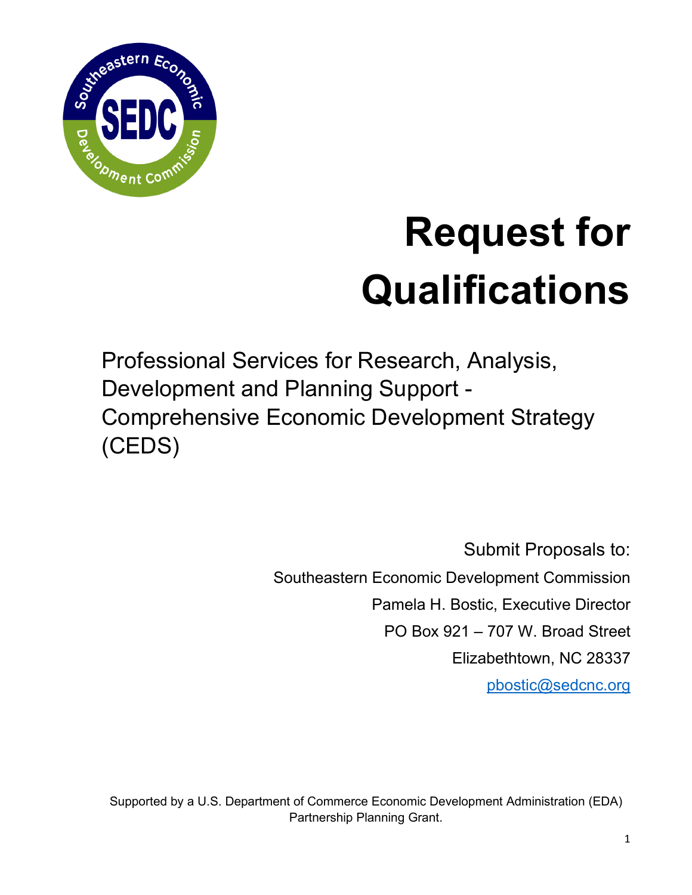# Request for Qualifications

Professional Services for Research, Analysis, Development and Planning Support - Comprehensive Economic Development Strategy (CEDS)

Submit Proposals to:

Southeastern Economic Development Commission

Pamela H. Bostic, Executive Director

PO Box 921 – 707 W. Broad Street

Elizabethtown, NC 28337

pbostic@sedcnc.org

Supported by a U.S. Department of Commerce Economic Development Administration (EDA) Partnership Planning Grant.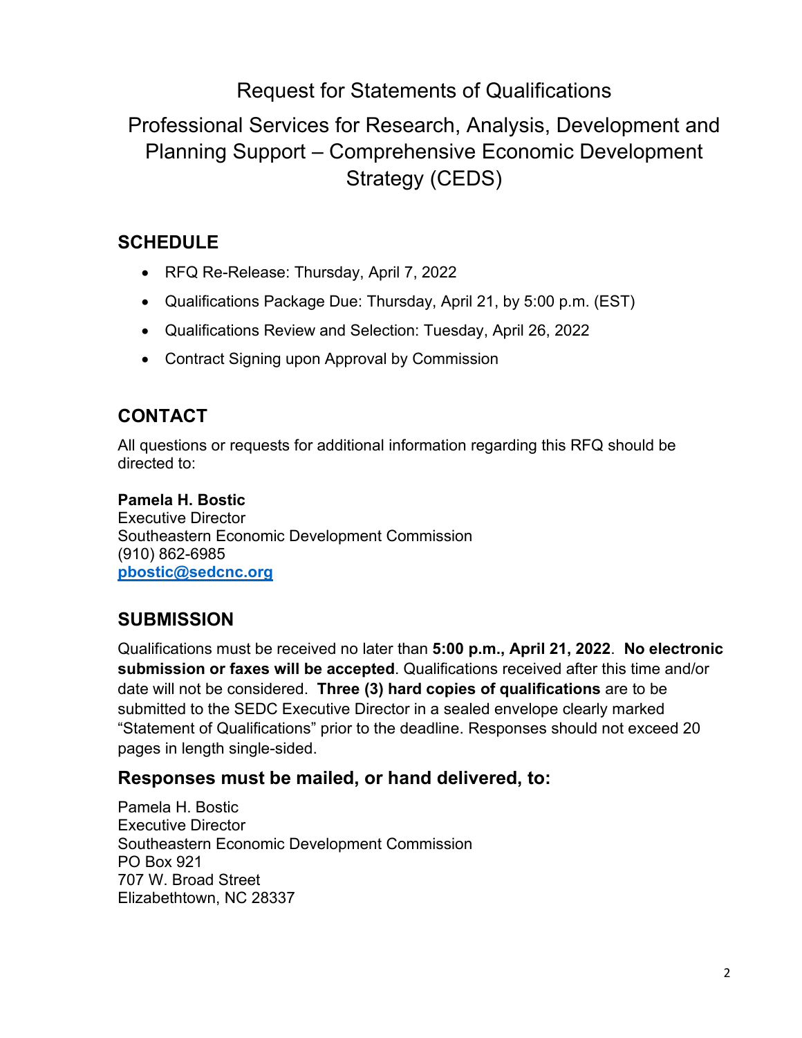# Request for Statements of Qualifications

# Professional Services for Research, Analysis, Development and Planning Support – Comprehensive Economic Development Strategy (CEDS)

## SCHEDULE

- RFQ Re-Release: Thursday, April 7, 2022
- Qualifications Package Due: Thursday, April 21, by 5:00 p.m. (EST)
- Qualifications Review and Selection: Tuesday, April 26, 2022
- Contract Signing upon Approval by Commission

## CONTACT

All questions or requests for additional information regarding this RFQ should be directed to:

**Pamela H. Bostic**
Executive Director
Southeastern Economic Development Commission
(910) 862-6985
**pbostic@sedcnc.org**

## SUBMISSION

Qualifications must be received no later than **5:00 p.m., April 21, 2022**. **No electronic submission or faxes will be accepted**. Qualifications received after this time and/or date will not be considered. **Three (3) hard copies of qualifications** are to be submitted to the SEDC Executive Director in a sealed envelope clearly marked "Statement of Qualifications" prior to the deadline. Responses should not exceed 20 pages in length single-sided.

### Responses must be mailed, or hand delivered, to:

Pamela H. Bostic
Executive Director
Southeastern Economic Development Commission
PO Box 921
707 W. Broad Street
Elizabethtown, NC 28337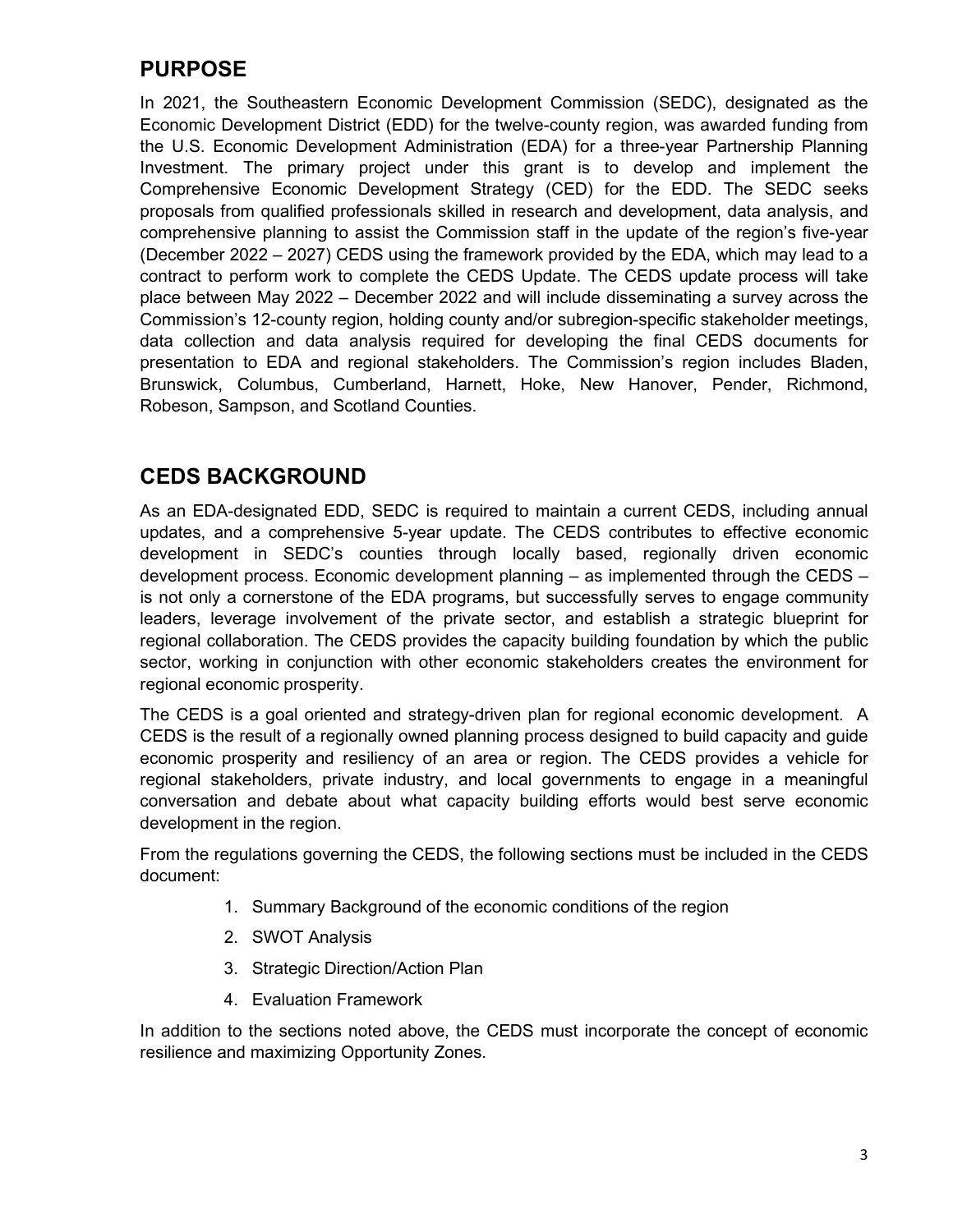## PURPOSE

In 2021, the Southeastern Economic Development Commission (SEDC), designated as the Economic Development District (EDD) for the twelve-county region, was awarded funding from the U.S. Economic Development Administration (EDA) for a three-year Partnership Planning Investment. The primary project under this grant is to develop and implement the Comprehensive Economic Development Strategy (CED) for the EDD. The SEDC seeks proposals from qualified professionals skilled in research and development, data analysis, and comprehensive planning to assist the Commission staff in the update of the region's five-year (December 2022 – 2027) CEDS using the framework provided by the EDA, which may lead to a contract to perform work to complete the CEDS Update. The CEDS update process will take place between May 2022 – December 2022 and will include disseminating a survey across the Commission's 12-county region, holding county and/or subregion-specific stakeholder meetings, data collection and data analysis required for developing the final CEDS documents for presentation to EDA and regional stakeholders. The Commission's region includes Bladen, Brunswick, Columbus, Cumberland, Harnett, Hoke, New Hanover, Pender, Richmond, Robeson, Sampson, and Scotland Counties.

## CEDS BACKGROUND

As an EDA-designated EDD, SEDC is required to maintain a current CEDS, including annual updates, and a comprehensive 5-year update. The CEDS contributes to effective economic development in SEDC's counties through locally based, regionally driven economic development process. Economic development planning – as implemented through the CEDS – is not only a cornerstone of the EDA programs, but successfully serves to engage community leaders, leverage involvement of the private sector, and establish a strategic blueprint for regional collaboration. The CEDS provides the capacity building foundation by which the public sector, working in conjunction with other economic stakeholders creates the environment for regional economic prosperity.

The CEDS is a goal oriented and strategy-driven plan for regional economic development. A CEDS is the result of a regionally owned planning process designed to build capacity and guide economic prosperity and resiliency of an area or region. The CEDS provides a vehicle for regional stakeholders, private industry, and local governments to engage in a meaningful conversation and debate about what capacity building efforts would best serve economic development in the region.

From the regulations governing the CEDS, the following sections must be included in the CEDS document:

1. Summary Background of the economic conditions of the region
2. SWOT Analysis
3. Strategic Direction/Action Plan
4. Evaluation Framework

In addition to the sections noted above, the CEDS must incorporate the concept of economic resilience and maximizing Opportunity Zones.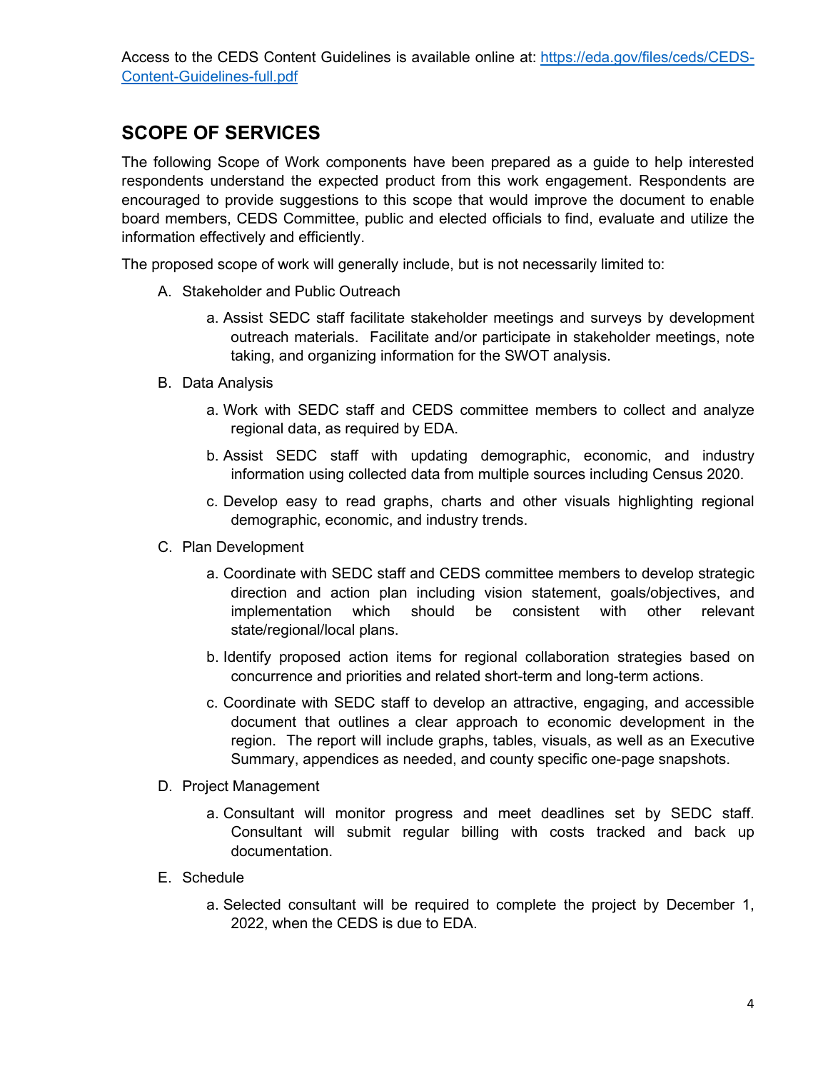Access to the CEDS Content Guidelines is available online at: [https://eda.gov/files/ceds/CEDS-Content-Guidelines-full.pdf](https://eda.gov/files/ceds/CEDS-Content-Guidelines-full.pdf)

## SCOPE OF SERVICES

The following Scope of Work components have been prepared as a guide to help interested respondents understand the expected product from this work engagement. Respondents are encouraged to provide suggestions to this scope that would improve the document to enable board members, CEDS Committee, public and elected officials to find, evaluate and utilize the information effectively and efficiently.

The proposed scope of work will generally include, but is not necessarily limited to:

A. Stakeholder and Public Outreach

  a. Assist SEDC staff facilitate stakeholder meetings and surveys by development outreach materials. Facilitate and/or participate in stakeholder meetings, note taking, and organizing information for the SWOT analysis.

B. Data Analysis

  a. Work with SEDC staff and CEDS committee members to collect and analyze regional data, as required by EDA.

  b. Assist SEDC staff with updating demographic, economic, and industry information using collected data from multiple sources including Census 2020.

  c. Develop easy to read graphs, charts and other visuals highlighting regional demographic, economic, and industry trends.

C. Plan Development

  a. Coordinate with SEDC staff and CEDS committee members to develop strategic direction and action plan including vision statement, goals/objectives, and implementation which should be consistent with other relevant state/regional/local plans.

  b. Identify proposed action items for regional collaboration strategies based on concurrence and priorities and related short-term and long-term actions.

  c. Coordinate with SEDC staff to develop an attractive, engaging, and accessible document that outlines a clear approach to economic development in the region. The report will include graphs, tables, visuals, as well as an Executive Summary, appendices as needed, and county specific one-page snapshots.

D. Project Management

  a. Consultant will monitor progress and meet deadlines set by SEDC staff. Consultant will submit regular billing with costs tracked and back up documentation.

E. Schedule

  a. Selected consultant will be required to complete the project by December 1, 2022, when the CEDS is due to EDA.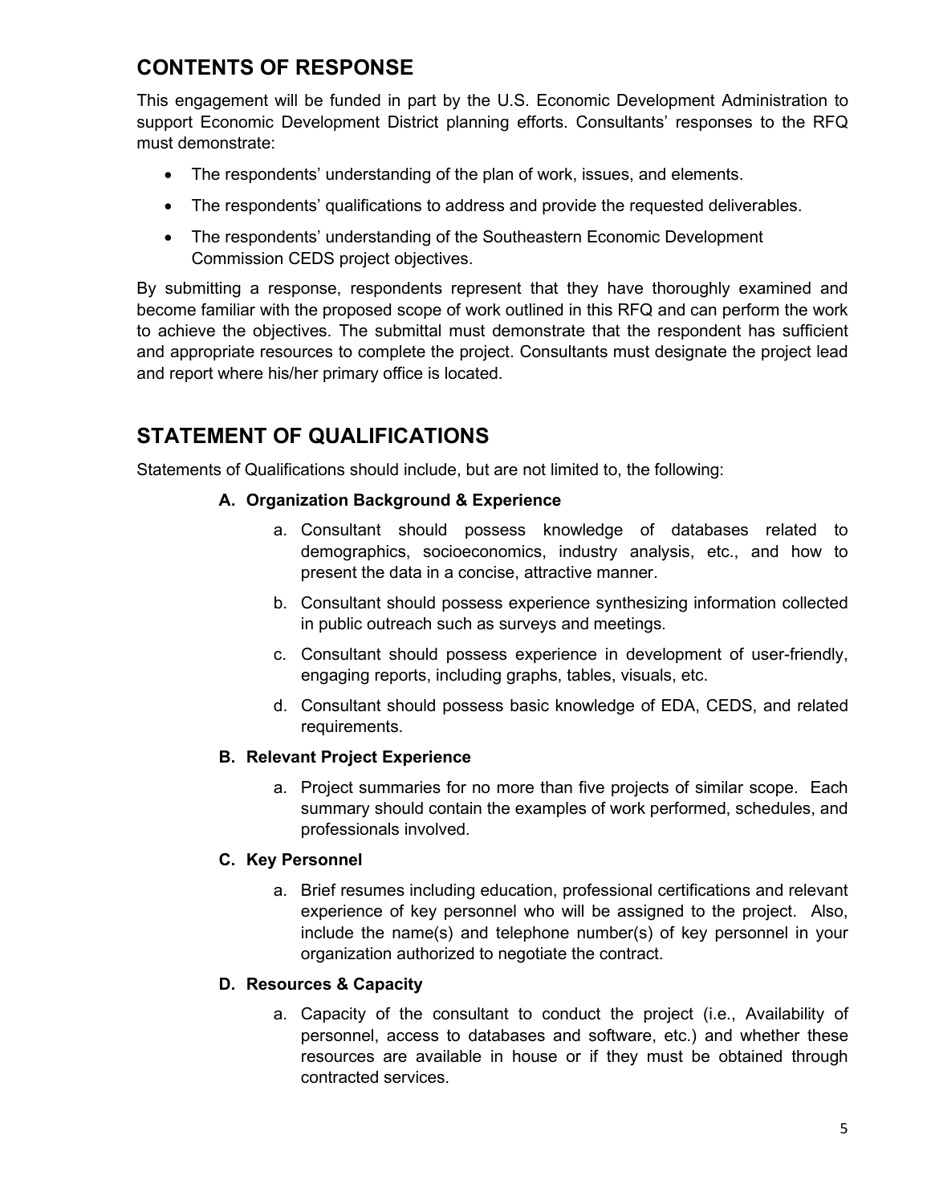## CONTENTS OF RESPONSE

This engagement will be funded in part by the U.S. Economic Development Administration to support Economic Development District planning efforts. Consultants' responses to the RFQ must demonstrate:

- The respondents' understanding of the plan of work, issues, and elements.
- The respondents' qualifications to address and provide the requested deliverables.
- The respondents' understanding of the Southeastern Economic Development Commission CEDS project objectives.

By submitting a response, respondents represent that they have thoroughly examined and become familiar with the proposed scope of work outlined in this RFQ and can perform the work to achieve the objectives. The submittal must demonstrate that the respondent has sufficient and appropriate resources to complete the project. Consultants must designate the project lead and report where his/her primary office is located.

## STATEMENT OF QUALIFICATIONS

Statements of Qualifications should include, but are not limited to, the following:

**A. Organization Background & Experience**

a. Consultant should possess knowledge of databases related to demographics, socioeconomics, industry analysis, etc., and how to present the data in a concise, attractive manner.

b. Consultant should possess experience synthesizing information collected in public outreach such as surveys and meetings.

c. Consultant should possess experience in development of user-friendly, engaging reports, including graphs, tables, visuals, etc.

d. Consultant should possess basic knowledge of EDA, CEDS, and related requirements.

**B. Relevant Project Experience**

a. Project summaries for no more than five projects of similar scope. Each summary should contain the examples of work performed, schedules, and professionals involved.

**C. Key Personnel**

a. Brief resumes including education, professional certifications and relevant experience of key personnel who will be assigned to the project. Also, include the name(s) and telephone number(s) of key personnel in your organization authorized to negotiate the contract.

**D. Resources & Capacity**

a. Capacity of the consultant to conduct the project (i.e., Availability of personnel, access to databases and software, etc.) and whether these resources are available in house or if they must be obtained through contracted services.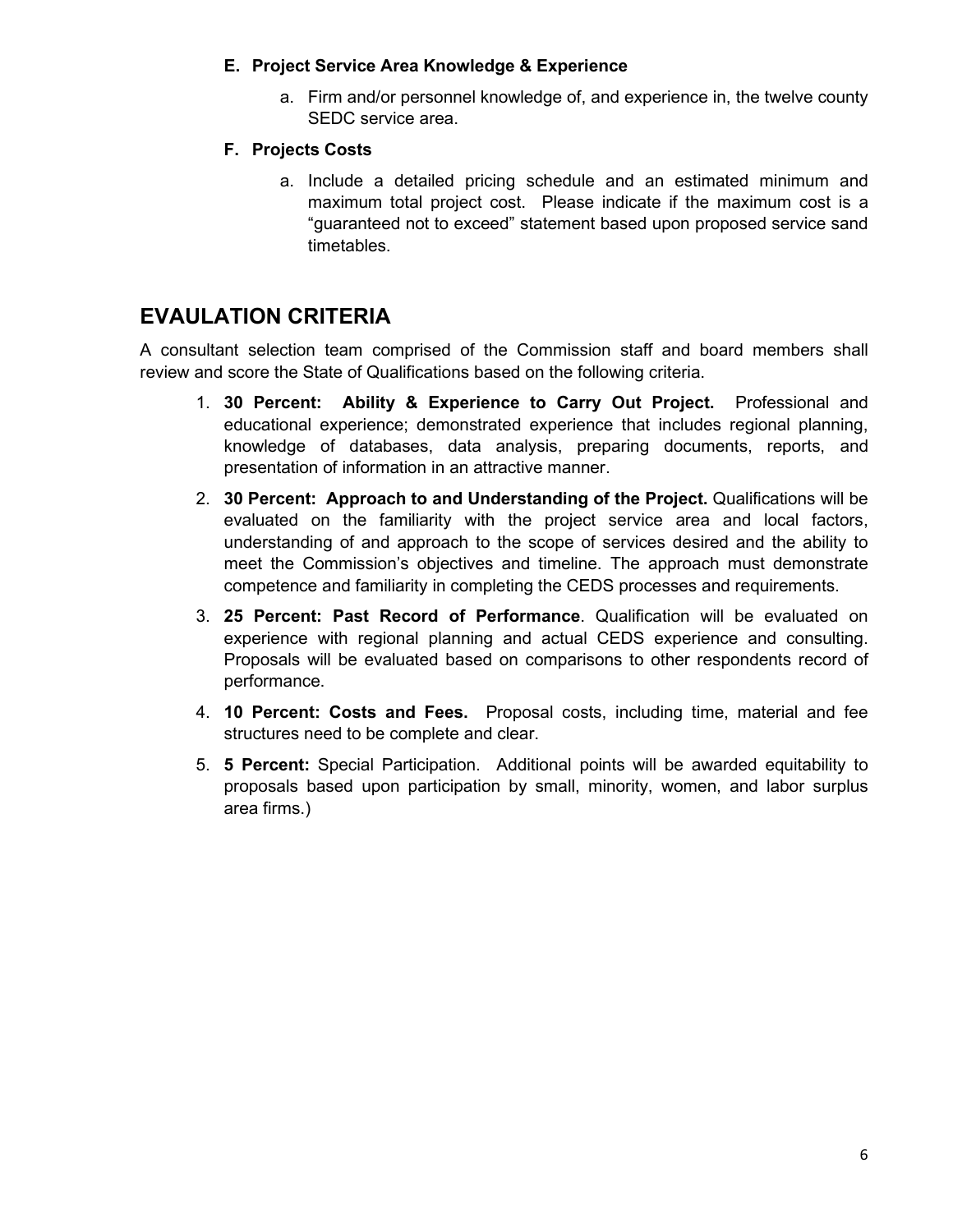**E. Project Service Area Knowledge & Experience**

a. Firm and/or personnel knowledge of, and experience in, the twelve county SEDC service area.

**F. Projects Costs**

a. Include a detailed pricing schedule and an estimated minimum and maximum total project cost. Please indicate if the maximum cost is a "guaranteed not to exceed" statement based upon proposed service sand timetables.

## EVAULATION CRITERIA

A consultant selection team comprised of the Commission staff and board members shall review and score the State of Qualifications based on the following criteria.

1. **30 Percent: Ability & Experience to Carry Out Project.** Professional and educational experience; demonstrated experience that includes regional planning, knowledge of databases, data analysis, preparing documents, reports, and presentation of information in an attractive manner.
2. **30 Percent: Approach to and Understanding of the Project.** Qualifications will be evaluated on the familiarity with the project service area and local factors, understanding of and approach to the scope of services desired and the ability to meet the Commission's objectives and timeline. The approach must demonstrate competence and familiarity in completing the CEDS processes and requirements.
3. **25 Percent: Past Record of Performance**. Qualification will be evaluated on experience with regional planning and actual CEDS experience and consulting. Proposals will be evaluated based on comparisons to other respondents record of performance.
4. **10 Percent: Costs and Fees.** Proposal costs, including time, material and fee structures need to be complete and clear.
5. **5 Percent:** Special Participation. Additional points will be awarded equitability to proposals based upon participation by small, minority, women, and labor surplus area firms.)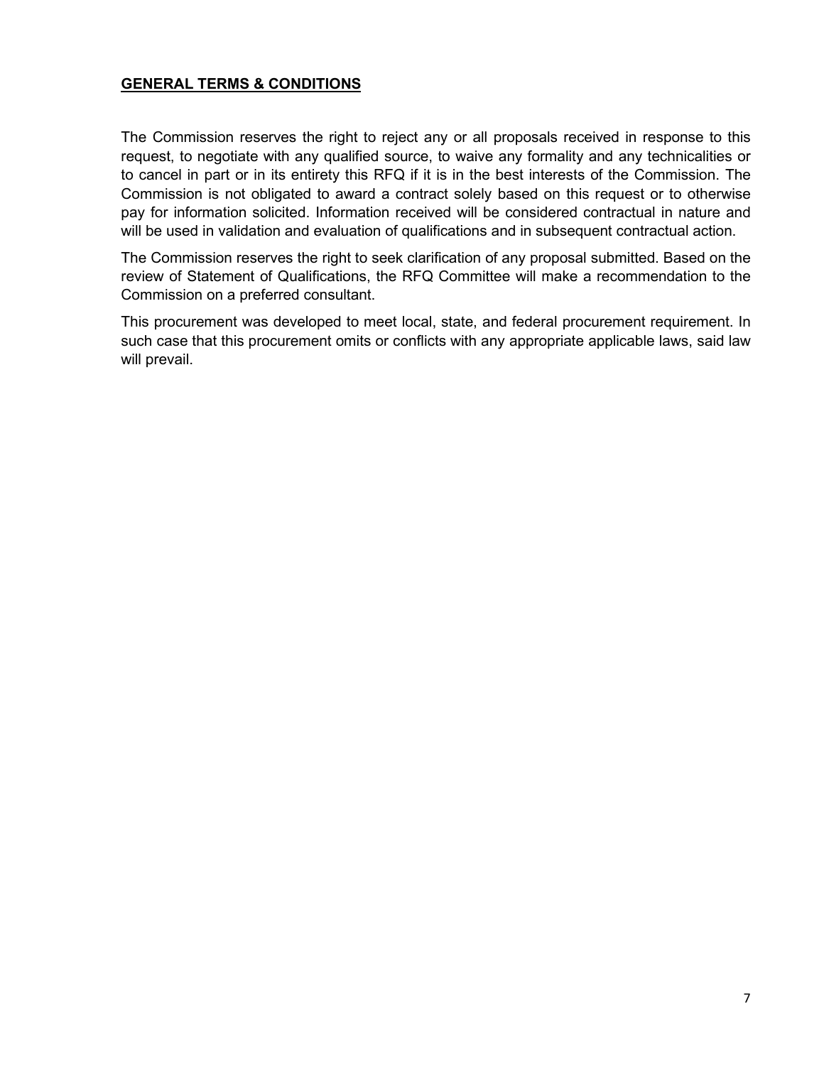## GENERAL TERMS & CONDITIONS

The Commission reserves the right to reject any or all proposals received in response to this request, to negotiate with any qualified source, to waive any formality and any technicalities or to cancel in part or in its entirety this RFQ if it is in the best interests of the Commission. The Commission is not obligated to award a contract solely based on this request or to otherwise pay for information solicited. Information received will be considered contractual in nature and will be used in validation and evaluation of qualifications and in subsequent contractual action.

The Commission reserves the right to seek clarification of any proposal submitted. Based on the review of Statement of Qualifications, the RFQ Committee will make a recommendation to the Commission on a preferred consultant.

This procurement was developed to meet local, state, and federal procurement requirement. In such case that this procurement omits or conflicts with any appropriate applicable laws, said law will prevail.